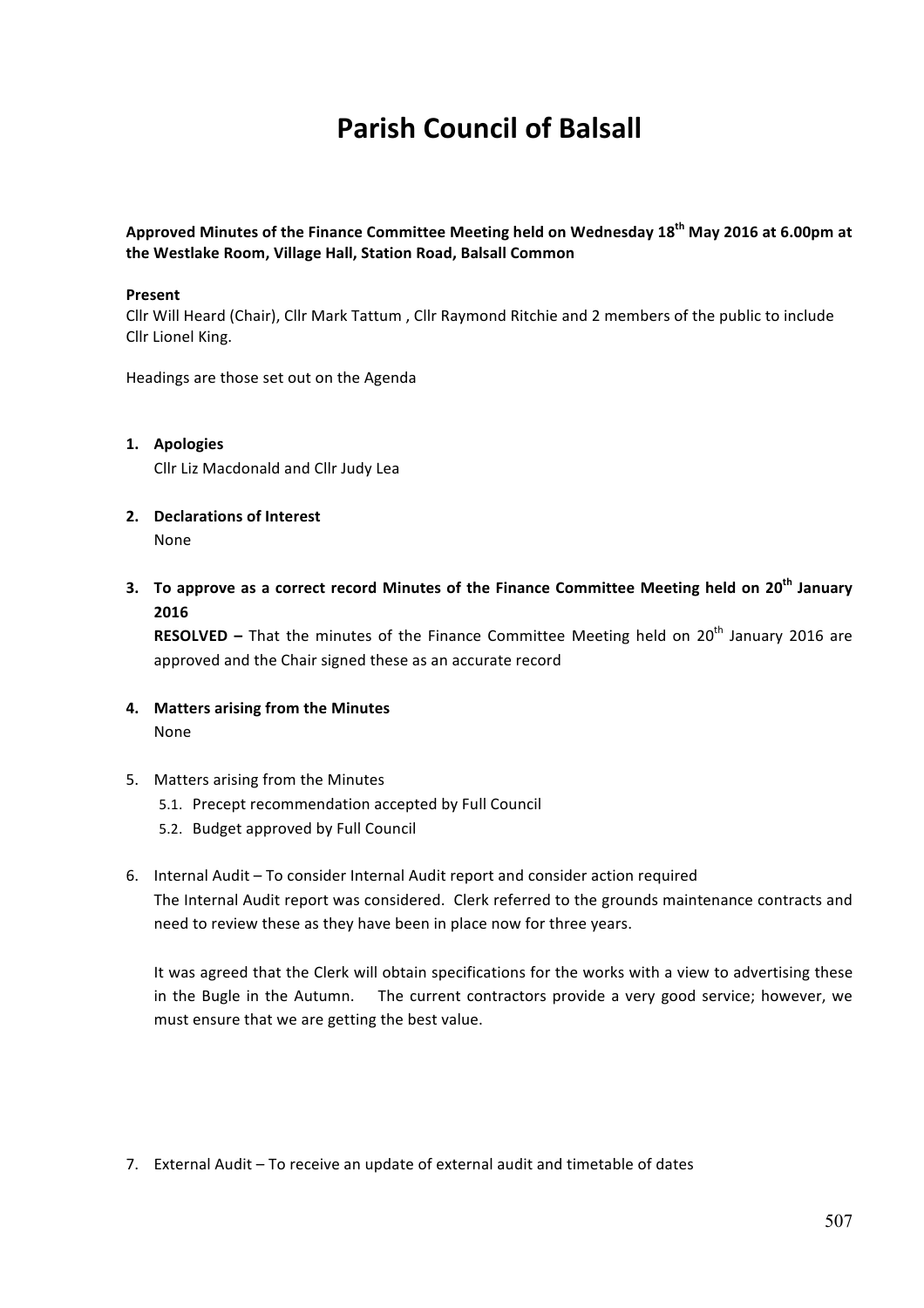# Parish Council of Balsall

**Approved Minutes of the Finance Committee Meeting held on Wednesday 18th May 2016 at 6.00pm at the Westlake Room, Village Hall, Station Road, Balsall Common**

**Present**
Cllr Will Heard (Chair), Cllr Mark Tattum , Cllr Raymond Ritchie and 2 members of the public to include Cllr Lionel King.

Headings are those set out on the Agenda

1. **Apologies**
   Cllr Liz Macdonald and Cllr Judy Lea

2. **Declarations of Interest**
   None

3. **To approve as a correct record Minutes of the Finance Committee Meeting held on 20th January 2016**
   **RESOLVED –** That the minutes of the Finance Committee Meeting held on 20th January 2016 are approved and the Chair signed these as an accurate record

4. **Matters arising from the Minutes**
   None

5. Matters arising from the Minutes
   5.1. Precept recommendation accepted by Full Council
   5.2. Budget approved by Full Council

6. Internal Audit – To consider Internal Audit report and consider action required
   The Internal Audit report was considered. Clerk referred to the grounds maintenance contracts and need to review these as they have been in place now for three years.

   It was agreed that the Clerk will obtain specifications for the works with a view to advertising these in the Bugle in the Autumn. The current contractors provide a very good service; however, we must ensure that we are getting the best value.

7. External Audit – To receive an update of external audit and timetable of dates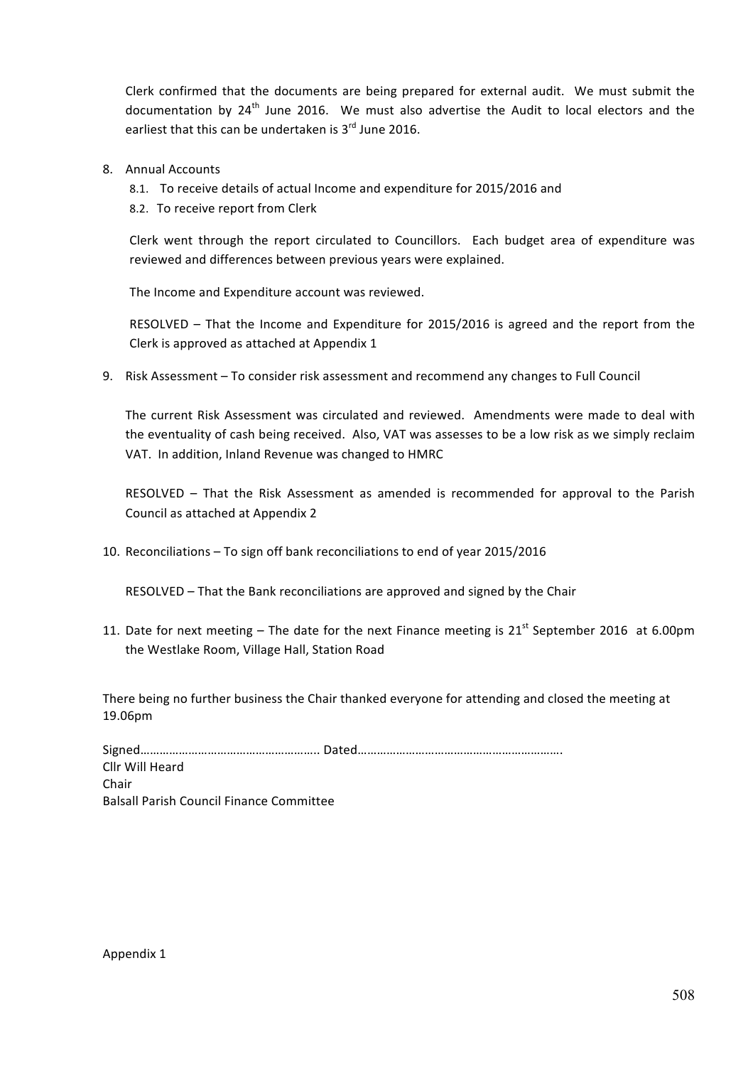Clerk confirmed that the documents are being prepared for external audit. We must submit the documentation by 24th June 2016. We must also advertise the Audit to local electors and the earliest that this can be undertaken is 3rd June 2016.

8. Annual Accounts
   8.1. To receive details of actual Income and expenditure for 2015/2016 and
   8.2. To receive report from Clerk

   Clerk went through the report circulated to Councillors. Each budget area of expenditure was reviewed and differences between previous years were explained.

   The Income and Expenditure account was reviewed.

   RESOLVED – That the Income and Expenditure for 2015/2016 is agreed and the report from the Clerk is approved as attached at Appendix 1

9. Risk Assessment – To consider risk assessment and recommend any changes to Full Council

   The current Risk Assessment was circulated and reviewed. Amendments were made to deal with the eventuality of cash being received. Also, VAT was assesses to be a low risk as we simply reclaim VAT. In addition, Inland Revenue was changed to HMRC

   RESOLVED – That the Risk Assessment as amended is recommended for approval to the Parish Council as attached at Appendix 2

10. Reconciliations – To sign off bank reconciliations to end of year 2015/2016

    RESOLVED – That the Bank reconciliations are approved and signed by the Chair

11. Date for next meeting – The date for the next Finance meeting is 21st September 2016 at 6.00pm the Westlake Room, Village Hall, Station Road

There being no further business the Chair thanked everyone for attending and closed the meeting at 19.06pm

Signed……………………………………………….. Dated…………………………………………………….
Cllr Will Heard
Chair
Balsall Parish Council Finance Committee

Appendix 1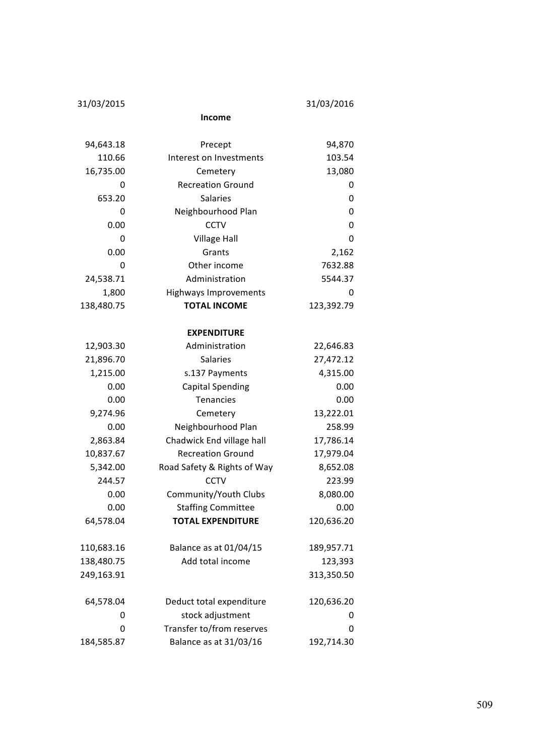| 31/03/2015 | | 31/03/2016 |
|---|---|---|
| | **Income** | |
| 94,643.18 | Precept | 94,870 |
| 110.66 | Interest on Investments | 103.54 |
| 16,735.00 | Cemetery | 13,080 |
| 0 | Recreation Ground | 0 |
| 653.20 | Salaries | 0 |
| 0 | Neighbourhood Plan | 0 |
| 0.00 | CCTV | 0 |
| 0 | Village Hall | 0 |
| 0.00 | Grants | 2,162 |
| 0 | Other income | 7632.88 |
| 24,538.71 | Administration | 5544.37 |
| 1,800 | Highways Improvements | 0 |
| 138,480.75 | **TOTAL INCOME** | 123,392.79 |
| | **EXPENDITURE** | |
| 12,903.30 | Administration | 22,646.83 |
| 21,896.70 | Salaries | 27,472.12 |
| 1,215.00 | s.137 Payments | 4,315.00 |
| 0.00 | Capital Spending | 0.00 |
| 0.00 | Tenancies | 0.00 |
| 9,274.96 | Cemetery | 13,222.01 |
| 0.00 | Neighbourhood Plan | 258.99 |
| 2,863.84 | Chadwick End village hall | 17,786.14 |
| 10,837.67 | Recreation Ground | 17,979.04 |
| 5,342.00 | Road Safety & Rights of Way | 8,652.08 |
| 244.57 | CCTV | 223.99 |
| 0.00 | Community/Youth Clubs | 8,080.00 |
| 0.00 | Staffing Committee | 0.00 |
| 64,578.04 | **TOTAL EXPENDITURE** | 120,636.20 |
| 110,683.16 | Balance as at 01/04/15 | 189,957.71 |
| 138,480.75 | Add total income | 123,393 |
| 249,163.91 | | 313,350.50 |
| 64,578.04 | Deduct total expenditure | 120,636.20 |
| 0 | stock adjustment | 0 |
| 0 | Transfer to/from reserves | 0 |
| 184,585.87 | Balance as at 31/03/16 | 192,714.30 |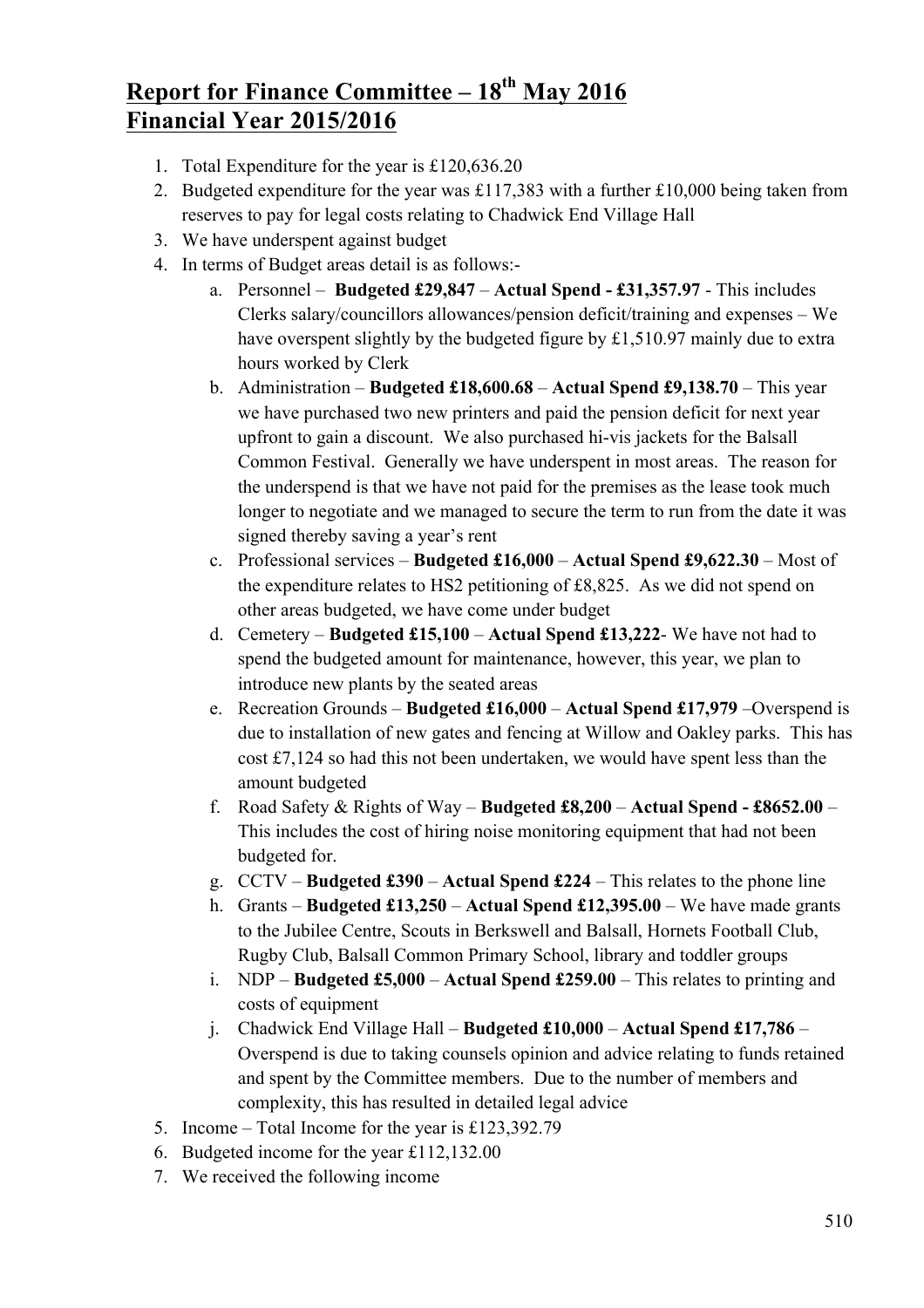# Report for Finance Committee – 18th May 2016
# Financial Year 2015/2016

1. Total Expenditure for the year is £120,636.20
2. Budgeted expenditure for the year was £117,383 with a further £10,000 being taken from reserves to pay for legal costs relating to Chadwick End Village Hall
3. We have underspent against budget
4. In terms of Budget areas detail is as follows:-
    a. Personnel – **Budgeted £29,847** – **Actual Spend - £31,357.97** - This includes Clerks salary/councillors allowances/pension deficit/training and expenses – We have overspent slightly by the budgeted figure by £1,510.97 mainly due to extra hours worked by Clerk
    b. Administration – **Budgeted £18,600.68** – **Actual Spend £9,138.70** – This year we have purchased two new printers and paid the pension deficit for next year upfront to gain a discount. We also purchased hi-vis jackets for the Balsall Common Festival. Generally we have underspent in most areas. The reason for the underspend is that we have not paid for the premises as the lease took much longer to negotiate and we managed to secure the term to run from the date it was signed thereby saving a year's rent
    c. Professional services – **Budgeted £16,000** – **Actual Spend £9,622.30** – Most of the expenditure relates to HS2 petitioning of £8,825. As we did not spend on other areas budgeted, we have come under budget
    d. Cemetery – **Budgeted £15,100** – **Actual Spend £13,222**- We have not had to spend the budgeted amount for maintenance, however, this year, we plan to introduce new plants by the seated areas
    e. Recreation Grounds – **Budgeted £16,000** – **Actual Spend £17,979** –Overspend is due to installation of new gates and fencing at Willow and Oakley parks. This has cost £7,124 so had this not been undertaken, we would have spent less than the amount budgeted
    f. Road Safety & Rights of Way – **Budgeted £8,200** – **Actual Spend - £8652.00** – This includes the cost of hiring noise monitoring equipment that had not been budgeted for.
    g. CCTV – **Budgeted £390** – **Actual Spend £224** – This relates to the phone line
    h. Grants – **Budgeted £13,250** – **Actual Spend £12,395.00** – We have made grants to the Jubilee Centre, Scouts in Berkswell and Balsall, Hornets Football Club, Rugby Club, Balsall Common Primary School, library and toddler groups
    i. NDP – **Budgeted £5,000** – **Actual Spend £259.00** – This relates to printing and costs of equipment
    j. Chadwick End Village Hall – **Budgeted £10,000** – **Actual Spend £17,786** – Overspend is due to taking counsels opinion and advice relating to funds retained and spent by the Committee members. Due to the number of members and complexity, this has resulted in detailed legal advice
5. Income – Total Income for the year is £123,392.79
6. Budgeted income for the year £112,132.00
7. We received the following income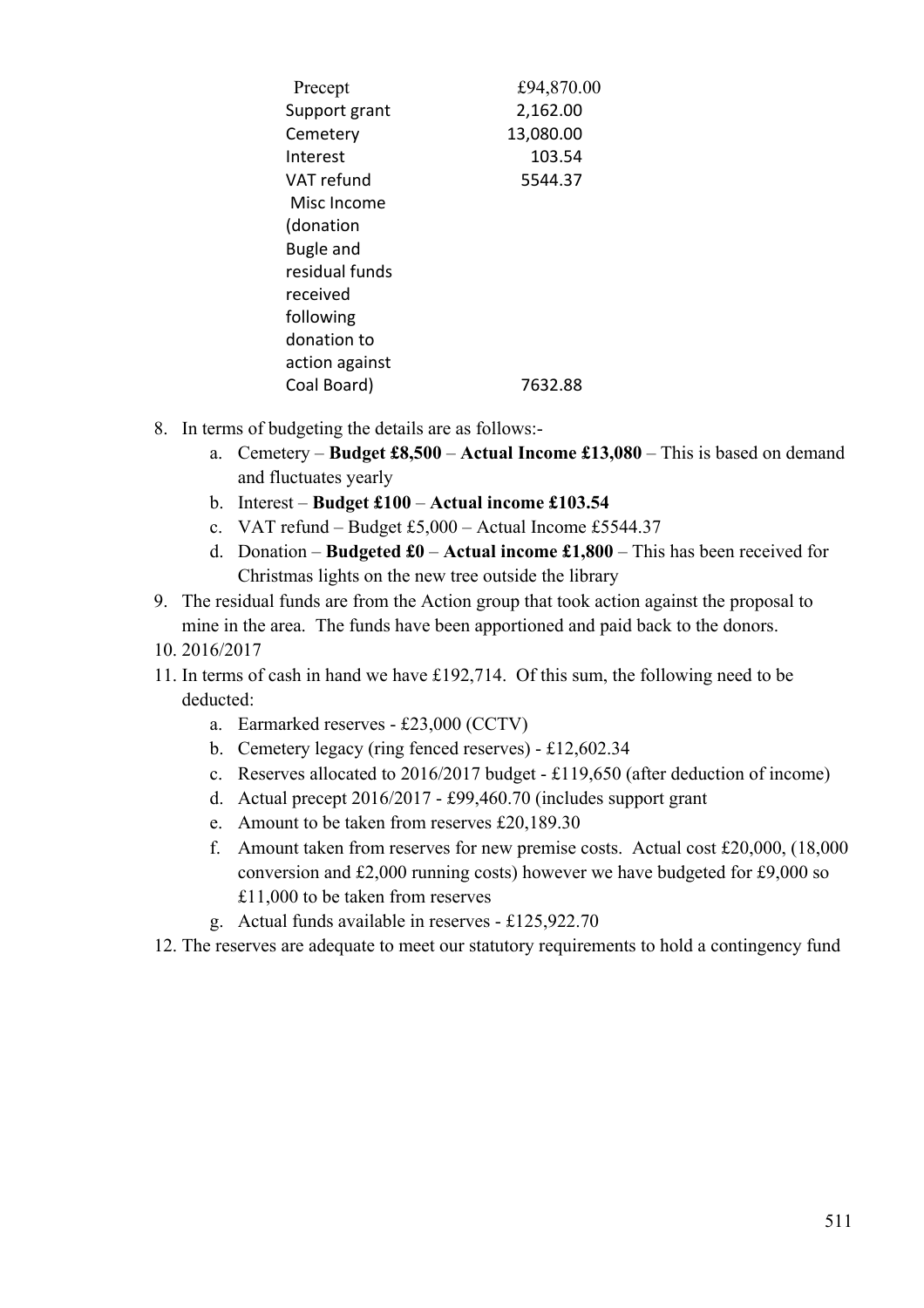| | |
|---|---|
| Precept | £94,870.00 |
| Support grant | 2,162.00 |
| Cemetery | 13,080.00 |
| Interest | 103.54 |
| VAT refund | 5544.37 |
| Misc Income (donation Bugle and residual funds received following donation to action against Coal Board) | 7632.88 |

8. In terms of budgeting the details are as follows:-
   a. Cemetery – **Budget £8,500** – **Actual Income £13,080** – This is based on demand and fluctuates yearly
   b. Interest – **Budget £100** – **Actual income £103.54**
   c. VAT refund – Budget £5,000 – Actual Income £5544.37
   d. Donation – **Budgeted £0** – **Actual income £1,800** – This has been received for Christmas lights on the new tree outside the library
9. The residual funds are from the Action group that took action against the proposal to mine in the area. The funds have been apportioned and paid back to the donors.
10. 2016/2017
11. In terms of cash in hand we have £192,714. Of this sum, the following need to be deducted:
    a. Earmarked reserves - £23,000 (CCTV)
    b. Cemetery legacy (ring fenced reserves) - £12,602.34
    c. Reserves allocated to 2016/2017 budget - £119,650 (after deduction of income)
    d. Actual precept 2016/2017 - £99,460.70 (includes support grant
    e. Amount to be taken from reserves £20,189.30
    f. Amount taken from reserves for new premise costs. Actual cost £20,000, (18,000 conversion and £2,000 running costs) however we have budgeted for £9,000 so £11,000 to be taken from reserves
    g. Actual funds available in reserves - £125,922.70
12. The reserves are adequate to meet our statutory requirements to hold a contingency fund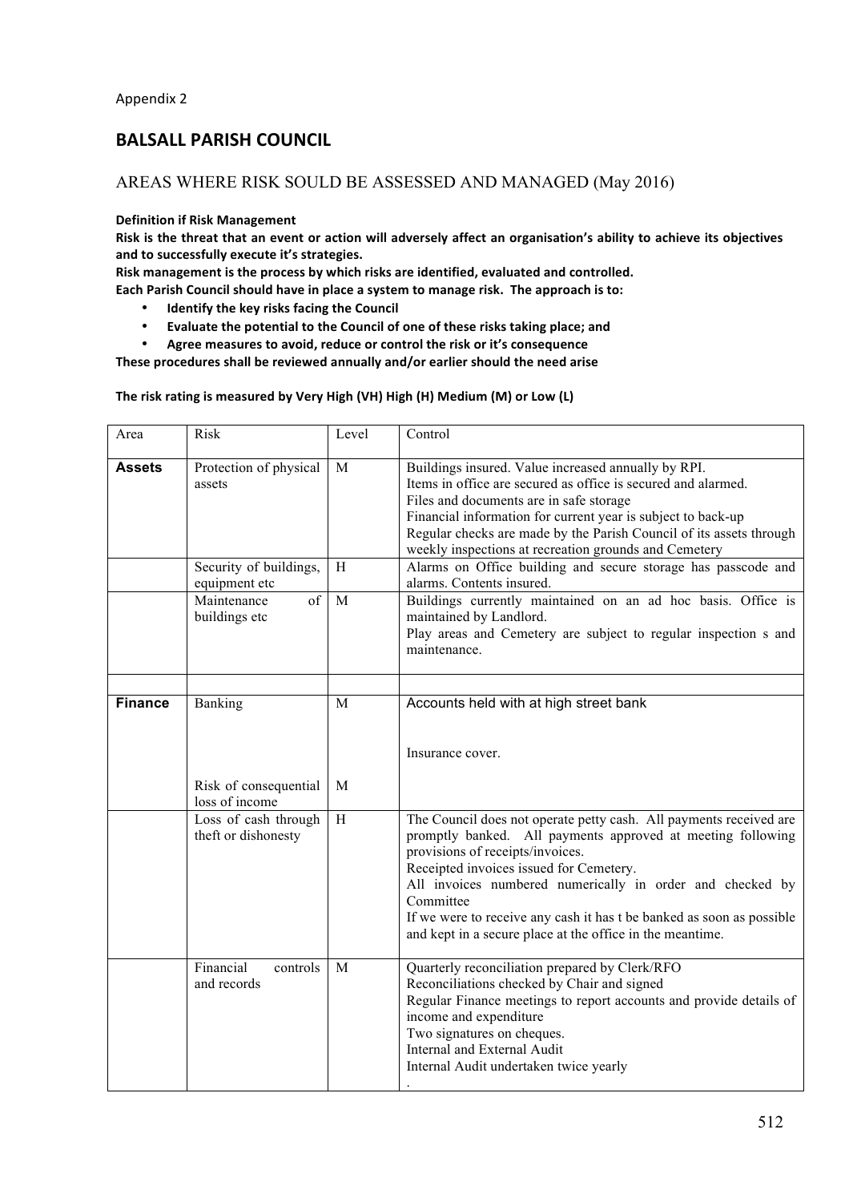Appendix 2

# BALSALL PARISH COUNCIL

## AREAS WHERE RISK SOULD BE ASSESSED AND MANAGED (May 2016)

**Definition if Risk Management**

**Risk is the threat that an event or action will adversely affect an organisation's ability to achieve its objectives and to successfully execute it's strategies.**

**Risk management is the process by which risks are identified, evaluated and controlled.**

**Each Parish Council should have in place a system to manage risk. The approach is to:**

- **Identify the key risks facing the Council**
- **Evaluate the potential to the Council of one of these risks taking place; and**
- **Agree measures to avoid, reduce or control the risk or it's consequence**

**These procedures shall be reviewed annually and/or earlier should the need arise**

**The risk rating is measured by Very High (VH) High (H) Medium (M) or Low (L)**

| Area | Risk | Level | Control |
|---|---|---|---|
| **Assets** | Protection of physical assets | M | Buildings insured. Value increased annually by RPI.<br>Items in office are secured as office is secured and alarmed.<br>Files and documents are in safe storage<br>Financial information for current year is subject to back-up<br>Regular checks are made by the Parish Council of its assets through weekly inspections at recreation grounds and Cemetery |
| | Security of buildings, equipment etc | H | Alarms on Office building and secure storage has passcode and alarms. Contents insured. |
| | Maintenance of buildings etc | M | Buildings currently maintained on an ad hoc basis. Office is maintained by Landlord.<br>Play areas and Cemetery are subject to regular inspection s and maintenance. |
| | | | |
| **Finance** | Banking | M | Accounts held with at high street bank |
| | Risk of consequential loss of income | M | Insurance cover. |
| | Loss of cash through theft or dishonesty | H | The Council does not operate petty cash. All payments received are promptly banked. All payments approved at meeting following provisions of receipts/invoices.<br>Receipted invoices issued for Cemetery.<br>All invoices numbered numerically in order and checked by Committee<br>If we were to receive any cash it has t be banked as soon as possible and kept in a secure place at the office in the meantime. |
| | Financial controls and records | M | Quarterly reconciliation prepared by Clerk/RFO<br>Reconciliations checked by Chair and signed<br>Regular Finance meetings to report accounts and provide details of income and expenditure<br>Two signatures on cheques.<br>Internal and External Audit<br>Internal Audit undertaken twice yearly<br>. |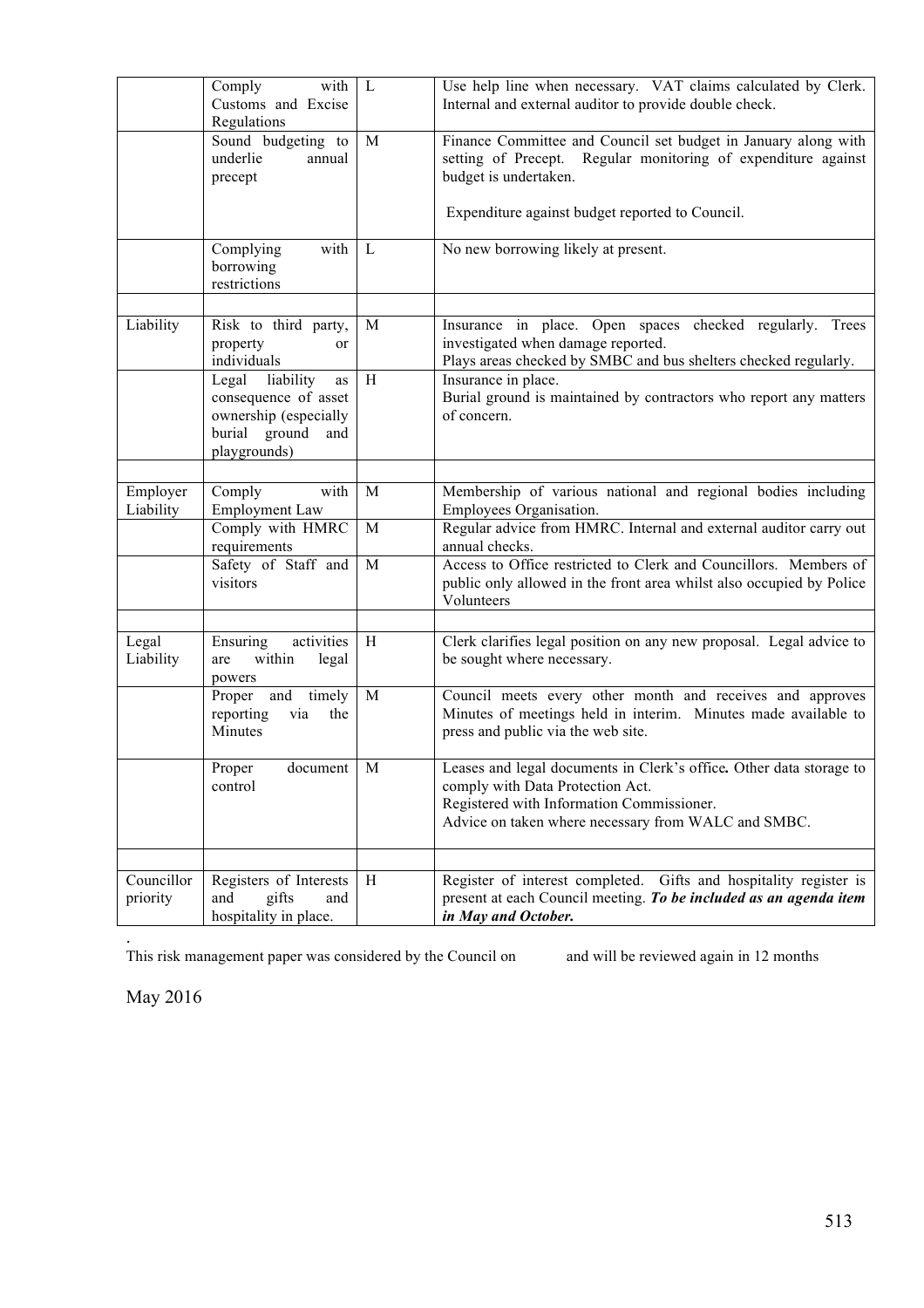| | | | |
|---|---|---|---|
| | Comply with Customs and Excise Regulations | L | Use help line when necessary. VAT claims calculated by Clerk. Internal and external auditor to provide double check. |
| | Sound budgeting to underlie annual precept | M | Finance Committee and Council set budget in January along with setting of Precept. Regular monitoring of expenditure against budget is undertaken.<br><br>Expenditure against budget reported to Council. |
| | Complying with borrowing restrictions | L | No new borrowing likely at present. |
| | | | |
| Liability | Risk to third party, property or individuals | M | Insurance in place. Open spaces checked regularly. Trees investigated when damage reported.<br>Plays areas checked by SMBC and bus shelters checked regularly. |
| | Legal liability as consequence of asset ownership (especially burial ground and playgrounds) | H | Insurance in place.<br>Burial ground is maintained by contractors who report any matters of concern. |
| | | | |
| Employer Liability | Comply with Employment Law | M | Membership of various national and regional bodies including Employees Organisation. |
| | Comply with HMRC requirements | M | Regular advice from HMRC. Internal and external auditor carry out annual checks. |
| | Safety of Staff and visitors | M | Access to Office restricted to Clerk and Councillors. Members of public only allowed in the front area whilst also occupied by Police Volunteers |
| | | | |
| Legal Liability | Ensuring activities are within legal powers | H | Clerk clarifies legal position on any new proposal. Legal advice to be sought where necessary. |
| | Proper and timely reporting via the Minutes | M | Council meets every other month and receives and approves Minutes of meetings held in interim. Minutes made available to press and public via the web site. |
| | Proper document control | M | Leases and legal documents in Clerk's office**.** Other data storage to comply with Data Protection Act.<br>Registered with Information Commissioner.<br>Advice on taken where necessary from WALC and SMBC. |
| | | | |
| Councillor priority | Registers of Interests and gifts and hospitality in place. | H | Register of interest completed. Gifts and hospitality register is present at each Council meeting. ***To be included as an agenda item in May and October.*** |

.

This risk management paper was considered by the Council on and will be reviewed again in 12 months

May 2016